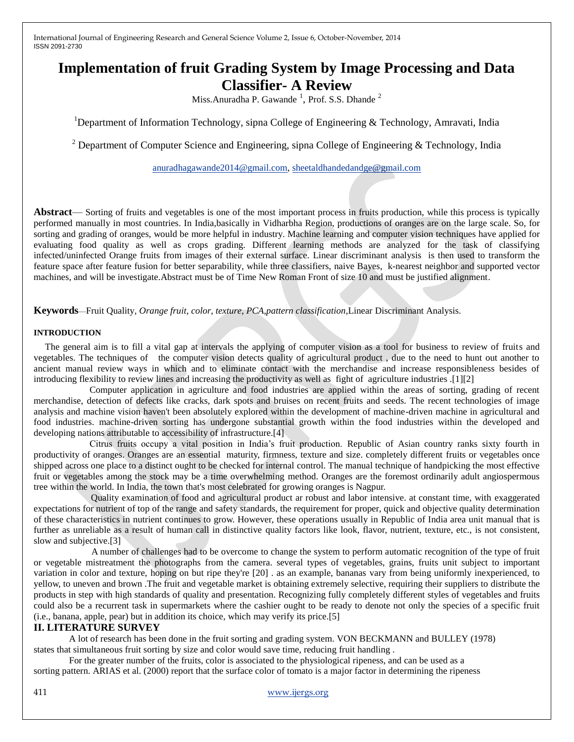# Implementation of fruit Grading System by Image Processing and Data Classifier- A Review

Miss.Anuradha P. Gawande [1], Prof. S.S. Dhande [2]

[1]Department of Information Technology, sipna College of Engineering & Technology, Amravati, India

[2] Department of Computer Science and Engineering, sipna College of Engineering & Technology, India

anuradhagawande2014@gmail.com, sheetaldhandedandge@gmail.com

**Abstract**— Sorting of fruits and vegetables is one of the most important process in fruits production, while this process is typically performed manually in most countries. In India,basically in Vidharbha Region, productions of oranges are on the large scale. So, for sorting and grading of oranges, would be more helpful in industry. Machine learning and computer vision techniques have applied for evaluating food quality as well as crops grading. Different learning methods are analyzed for the task of classifying infected/uninfected Orange fruits from images of their external surface. Linear discriminant analysis is then used to transform the feature space after feature fusion for better separability, while three classifiers, naive Bayes, k-nearest neighbor and supported vector machines, and will be investigate.Abstract must be of Time New Roman Front of size 10 and must be justified alignment.

**Keywords**—Fruit Quality, *Orange fruit, color, texture, PCA,pattern classification,*Linear Discriminant Analysis.

#### INTRODUCTION

The general aim is to fill a vital gap at intervals the applying of computer vision as a tool for business to review of fruits and vegetables. The techniques of the computer vision detects quality of agricultural product , due to the need to hunt out another to ancient manual review ways in which and to eliminate contact with the merchandise and increase responsibleness besides of introducing flexibility to review lines and increasing the productivity as well as fight of agriculture industries .[1][2]

Computer application in agriculture and food industries are applied within the areas of sorting, grading of recent merchandise, detection of defects like cracks, dark spots and bruises on recent fruits and seeds. The recent technologies of image analysis and machine vision haven't been absolutely explored within the development of machine-driven machine in agricultural and food industries. machine-driven sorting has undergone substantial growth within the food industries within the developed and developing nations attributable to accessibility of infrastructure.[4]

Citrus fruits occupy a vital position in India's fruit production. Republic of Asian country ranks sixty fourth in productivity of oranges. Oranges are an essential maturity, firmness, texture and size. completely different fruits or vegetables once shipped across one place to a distinct ought to be checked for internal control. The manual technique of handpicking the most effective fruit or vegetables among the stock may be a time overwhelming method. Oranges are the foremost ordinarily adult angiospermous tree within the world. In India, the town that's most celebrated for growing oranges is Nagpur.

Quality examination of food and agricultural product ar robust and labor intensive. at constant time, with exaggerated expectations for nutrient of top of the range and safety standards, the requirement for proper, quick and objective quality determination of these characteristics in nutrient continues to grow. However, these operations usually in Republic of India area unit manual that is further as unreliable as a result of human call in distinctive quality factors like look, flavor, nutrient, texture, etc., is not consistent, slow and subjective.[3]

A number of challenges had to be overcome to change the system to perform automatic recognition of the type of fruit or vegetable mistreatment the photographs from the camera. several types of vegetables, grains, fruits unit subject to important variation in color and texture, hoping on but ripe they're [20] . as an example, bananas vary from being uniformly inexperienced, to yellow, to uneven and brown .The fruit and vegetable market is obtaining extremely selective, requiring their suppliers to distribute the products in step with high standards of quality and presentation. Recognizing fully completely different styles of vegetables and fruits could also be a recurrent task in supermarkets where the cashier ought to be ready to denote not only the species of a specific fruit (i.e., banana, apple, pear) but in addition its choice, which may verify its price.[5]

## II. LITERATURE SURVEY

A lot of research has been done in the fruit sorting and grading system. VON BECKMANN and BULLEY (1978) states that simultaneous fruit sorting by size and color would save time, reducing fruit handling .

For the greater number of the fruits, color is associated to the physiological ripeness, and can be used as a sorting pattern. ARIAS et al. (2000) report that the surface color of tomato is a major factor in determining the ripeness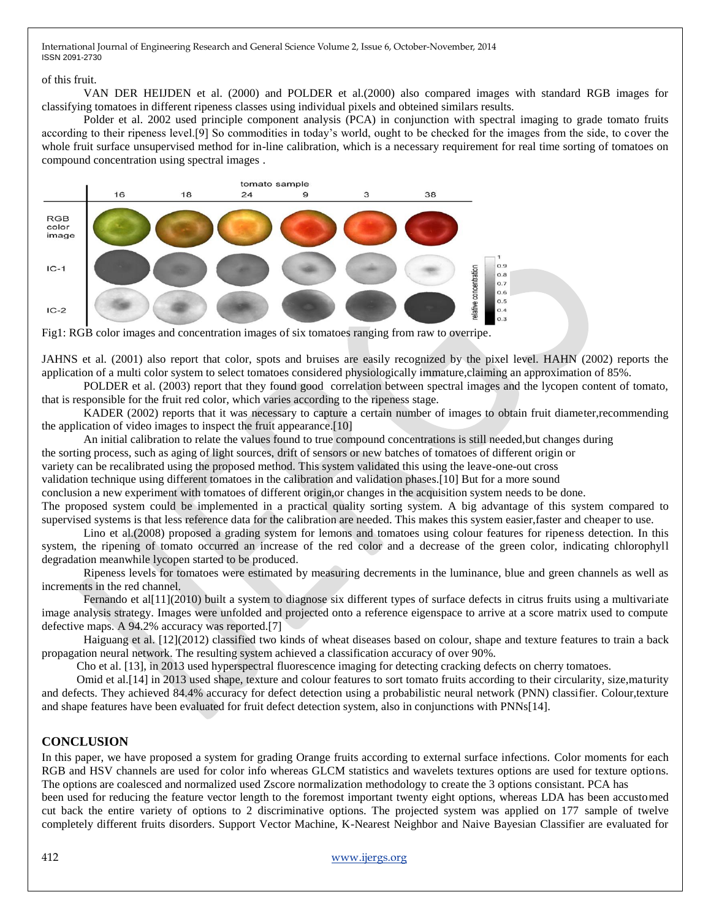of this fruit.

VAN DER HEIJDEN et al. (2000) and POLDER et al.(2000) also compared images with standard RGB images for classifying tomatoes in different ripeness classes using individual pixels and obteined similars results.

Polder et al. 2002 used principle component analysis (PCA) in conjunction with spectral imaging to grade tomato fruits according to their ripeness level.[9] So commodities in today's world, ought to be checked for the images from the side, to cover the whole fruit surface unsupervised method for in-line calibration, which is a necessary requirement for real time sorting of tomatoes on compound concentration using spectral images .

Fig1: RGB color images and concentration images of six tomatoes ranging from raw to overripe.

JAHNS et al. (2001) also report that color, spots and bruises are easily recognized by the pixel level. HAHN (2002) reports the application of a multi color system to select tomatoes considered physiologically immature,claiming an approximation of 85%.

POLDER et al. (2003) report that they found good correlation between spectral images and the lycopen content of tomato, that is responsible for the fruit red color, which varies according to the ripeness stage.

KADER (2002) reports that it was necessary to capture a certain number of images to obtain fruit diameter,recommending the application of video images to inspect the fruit appearance.[10]

An initial calibration to relate the values found to true compound concentrations is still needed,but changes during the sorting process, such as aging of light sources, drift of sensors or new batches of tomatoes of different origin or variety can be recalibrated using the proposed method. This system validated this using the leave-one-out cross validation technique using different tomatoes in the calibration and validation phases.[10] But for a more sound conclusion a new experiment with tomatoes of different origin,or changes in the acquisition system needs to be done.

The proposed system could be implemented in a practical quality sorting system. A big advantage of this system compared to supervised systems is that less reference data for the calibration are needed. This makes this system easier,faster and cheaper to use.

Lino et al.(2008) proposed a grading system for lemons and tomatoes using colour features for ripeness detection. In this system, the ripening of tomato occurred an increase of the red color and a decrease of the green color, indicating chlorophyll degradation meanwhile lycopen started to be produced.

Ripeness levels for tomatoes were estimated by measuring decrements in the luminance, blue and green channels as well as increments in the red channel.

Fernando et al[11](2010) built a system to diagnose six different types of surface defects in citrus fruits using a multivariate image analysis strategy. Images were unfolded and projected onto a reference eigenspace to arrive at a score matrix used to compute defective maps. A 94.2% accuracy was reported.[7]

Haiguang et al. [12](2012) classified two kinds of wheat diseases based on colour, shape and texture features to train a back propagation neural network. The resulting system achieved a classification accuracy of over 90%.

Cho et al. [13], in 2013 used hyperspectral fluorescence imaging for detecting cracking defects on cherry tomatoes.

Omid et al.[14] in 2013 used shape, texture and colour features to sort tomato fruits according to their circularity, size,maturity and defects. They achieved 84.4% accuracy for defect detection using a probabilistic neural network (PNN) classifier. Colour,texture and shape features have been evaluated for fruit defect detection system, also in conjunctions with PNNs[14].

## CONCLUSION

In this paper, we have proposed a system for grading Orange fruits according to external surface infections. Color moments for each RGB and HSV channels are used for color info whereas GLCM statistics and wavelets textures options are used for texture options. The options are coalesced and normalized used Zscore normalization methodology to create the 3 options consistant. PCA has been used for reducing the feature vector length to the foremost important twenty eight options, whereas LDA has been accustomed cut back the entire variety of options to 2 discriminative options. The projected system was applied on 177 sample of twelve completely different fruits disorders. Support Vector Machine, K-Nearest Neighbor and Naive Bayesian Classifier are evaluated for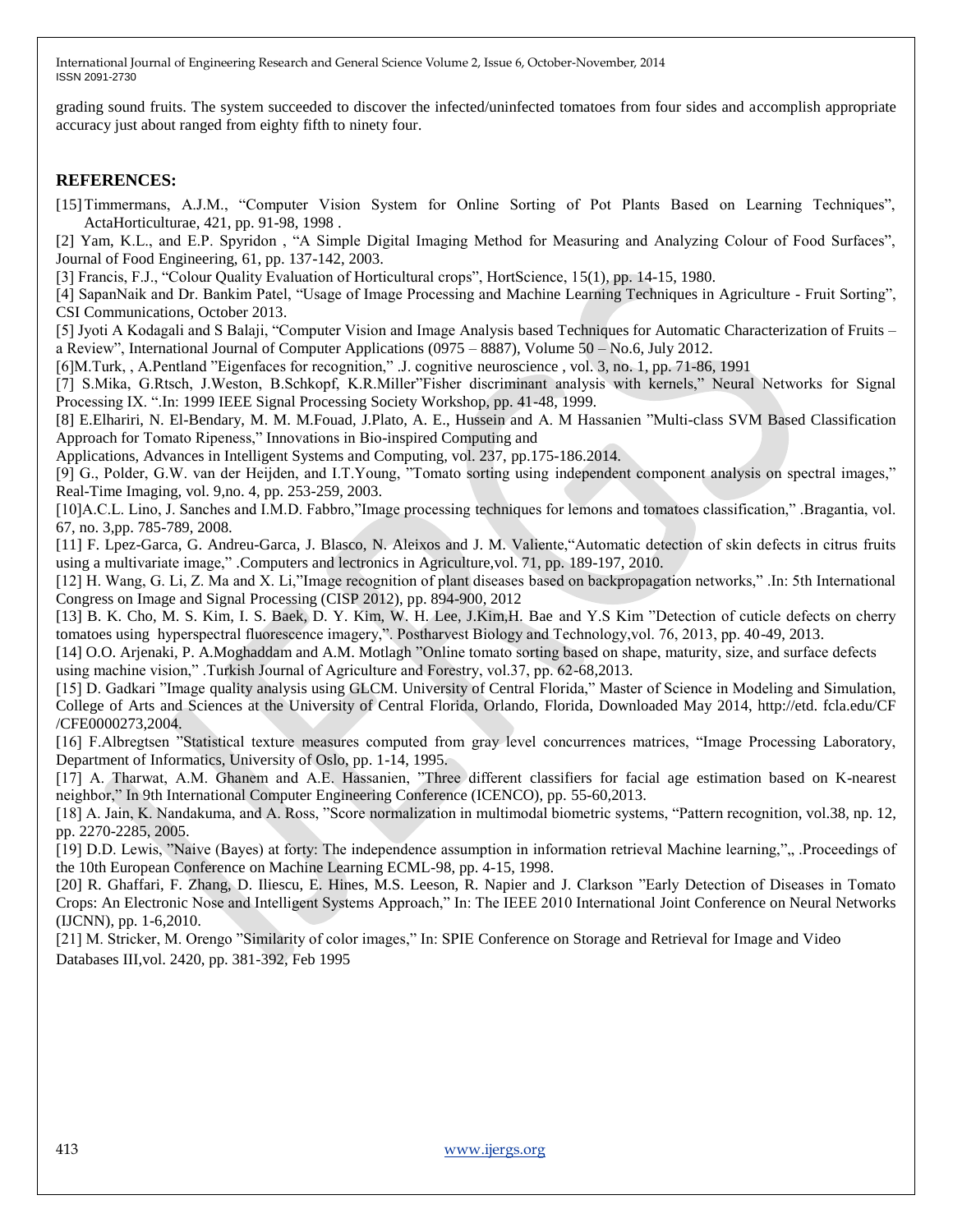grading sound fruits. The system succeeded to discover the infected/uninfected tomatoes from four sides and accomplish appropriate accuracy just about ranged from eighty fifth to ninety four.

## REFERENCES:

[15] Timmermans, A.J.M., "Computer Vision System for Online Sorting of Pot Plants Based on Learning Techniques", ActaHorticulturae, 421, pp. 91-98, 1998 .

[2] Yam, K.L., and E.P. Spyridon , "A Simple Digital Imaging Method for Measuring and Analyzing Colour of Food Surfaces", Journal of Food Engineering, 61, pp. 137-142, 2003.

[3] Francis, F.J., "Colour Quality Evaluation of Horticultural crops", HortScience, 15(1), pp. 14-15, 1980.

[4] SapanNaik and Dr. Bankim Patel, "Usage of Image Processing and Machine Learning Techniques in Agriculture - Fruit Sorting", CSI Communications, October 2013.

[5] Jyoti A Kodagali and S Balaji, "Computer Vision and Image Analysis based Techniques for Automatic Characterization of Fruits – a Review", International Journal of Computer Applications (0975 – 8887), Volume 50 – No.6, July 2012.

[6]M.Turk, , A.Pentland "Eigenfaces for recognition," .J. cognitive neuroscience , vol. 3, no. 1, pp. 71-86, 1991

[7] S.Mika, G.Rtsch, J.Weston, B.Schkopf, K.R.Miller"Fisher discriminant analysis with kernels," Neural Networks for Signal Processing IX. ".In: 1999 IEEE Signal Processing Society Workshop, pp. 41-48, 1999.

[8] E.Elhariri, N. El-Bendary, M. M. M.Fouad, J.Plato, A. E., Hussein and A. M Hassanien "Multi-class SVM Based Classification Approach for Tomato Ripeness," Innovations in Bio-inspired Computing and Applications, Advances in Intelligent Systems and Computing, vol. 237, pp.175-186.2014.

[9] G., Polder, G.W. van der Heijden, and I.T.Young, "Tomato sorting using independent component analysis on spectral images," Real-Time Imaging, vol. 9,no. 4, pp. 253-259, 2003.

[10]A.C.L. Lino, J. Sanches and I.M.D. Fabbro,"Image processing techniques for lemons and tomatoes classification," .Bragantia, vol. 67, no. 3,pp. 785-789, 2008.

[11] F. Lpez-Garca, G. Andreu-Garca, J. Blasco, N. Aleixos and J. M. Valiente,"Automatic detection of skin defects in citrus fruits using a multivariate image," .Computers and lectronics in Agriculture,vol. 71, pp. 189-197, 2010.

[12] H. Wang, G. Li, Z. Ma and X. Li,"Image recognition of plant diseases based on backpropagation networks," .In: 5th International Congress on Image and Signal Processing (CISP 2012), pp. 894-900, 2012

[13] B. K. Cho, M. S. Kim, I. S. Baek, D. Y. Kim, W. H. Lee, J.Kim,H. Bae and Y.S Kim "Detection of cuticle defects on cherry tomatoes using hyperspectral fluorescence imagery,". Postharvest Biology and Technology,vol. 76, 2013, pp. 40-49, 2013.

[14] O.O. Arjenaki, P. A.Moghaddam and A.M. Motlagh "Online tomato sorting based on shape, maturity, size, and surface defects using machine vision," .Turkish Journal of Agriculture and Forestry, vol.37, pp. 62-68,2013.

[15] D. Gadkari "Image quality analysis using GLCM. University of Central Florida," Master of Science in Modeling and Simulation, College of Arts and Sciences at the University of Central Florida, Orlando, Florida, Downloaded May 2014, http://etd. fcla.edu/CF /CFE0000273,2004.

[16] F.Albregtsen "Statistical texture measures computed from gray level concurrences matrices, "Image Processing Laboratory, Department of Informatics, University of Oslo, pp. 1-14, 1995.

[17] A. Tharwat, A.M. Ghanem and A.E. Hassanien, "Three different classifiers for facial age estimation based on K-nearest neighbor," In 9th International Computer Engineering Conference (ICENCO), pp. 55-60,2013.

[18] A. Jain, K. Nandakuma, and A. Ross, "Score normalization in multimodal biometric systems, "Pattern recognition, vol.38, np. 12, pp. 2270-2285, 2005.

[19] D.D. Lewis, "Naive (Bayes) at forty: The independence assumption in information retrieval Machine learning,",, .Proceedings of the 10th European Conference on Machine Learning ECML-98, pp. 4-15, 1998.

[20] R. Ghaffari, F. Zhang, D. Iliescu, E. Hines, M.S. Leeson, R. Napier and J. Clarkson "Early Detection of Diseases in Tomato Crops: An Electronic Nose and Intelligent Systems Approach," In: The IEEE 2010 International Joint Conference on Neural Networks (IJCNN), pp. 1-6,2010.

[21] M. Stricker, M. Orengo "Similarity of color images," In: SPIE Conference on Storage and Retrieval for Image and Video Databases III,vol. 2420, pp. 381-392, Feb 1995